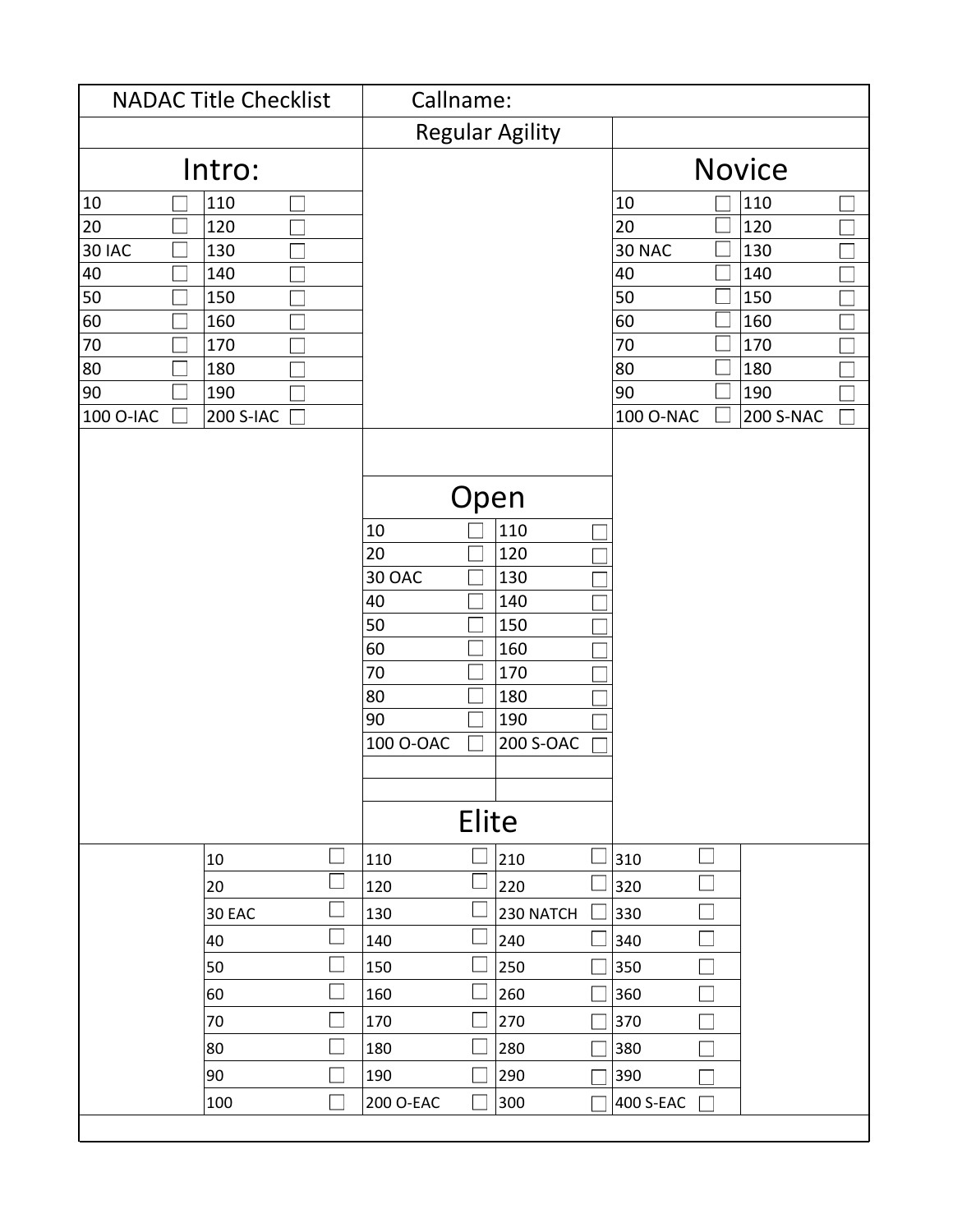| NADAC Title Checklist | Callname: |
|---|---|

**Regular Agility**

## Intro:

| | | | |
|---|---|---|---|
| 10 | ☐ | 110 | ☐ |
| 20 | ☐ | 120 | ☐ |
| 30 IAC | ☐ | 130 | ☐ |
| 40 | ☐ | 140 | ☐ |
| 50 | ☐ | 150 | ☐ |
| 60 | ☐ | 160 | ☐ |
| 70 | ☐ | 170 | ☐ |
| 80 | ☐ | 180 | ☐ |
| 90 | ☐ | 190 | ☐ |
| 100 O-IAC | ☐ | 200 S-IAC | ☐ |

## Novice

| | | | |
|---|---|---|---|
| 10 | ☐ | 110 | ☐ |
| 20 | ☐ | 120 | ☐ |
| 30 NAC | ☐ | 130 | ☐ |
| 40 | ☐ | 140 | ☐ |
| 50 | ☐ | 150 | ☐ |
| 60 | ☐ | 160 | ☐ |
| 70 | ☐ | 170 | ☐ |
| 80 | ☐ | 180 | ☐ |
| 90 | ☐ | 190 | ☐ |
| 100 O-NAC | ☐ | 200 S-NAC | ☐ |

## Open

| | | | |
|---|---|---|---|
| 10 | ☐ | 110 | ☐ |
| 20 | ☐ | 120 | ☐ |
| 30 OAC | ☐ | 130 | ☐ |
| 40 | ☐ | 140 | ☐ |
| 50 | ☐ | 150 | ☐ |
| 60 | ☐ | 160 | ☐ |
| 70 | ☐ | 170 | ☐ |
| 80 | ☐ | 180 | ☐ |
| 90 | ☐ | 190 | ☐ |
| 100 O-OAC | ☐ | 200 S-OAC | ☐ |

## Elite

| | | | | | | | |
|---|---|---|---|---|---|---|---|
| 10 | ☐ | 110 | ☐ | 210 | ☐ | 310 | ☐ |
| 20 | ☐ | 120 | ☐ | 220 | ☐ | 320 | ☐ |
| 30 EAC | ☐ | 130 | ☐ | 230 NATCH | ☐ | 330 | ☐ |
| 40 | ☐ | 140 | ☐ | 240 | ☐ | 340 | ☐ |
| 50 | ☐ | 150 | ☐ | 250 | ☐ | 350 | ☐ |
| 60 | ☐ | 160 | ☐ | 260 | ☐ | 360 | ☐ |
| 70 | ☐ | 170 | ☐ | 270 | ☐ | 370 | ☐ |
| 80 | ☐ | 180 | ☐ | 280 | ☐ | 380 | ☐ |
| 90 | ☐ | 190 | ☐ | 290 | ☐ | 390 | ☐ |
| 100 | ☐ | 200 O-EAC | ☐ | 300 | ☐ | 400 S-EAC | ☐ |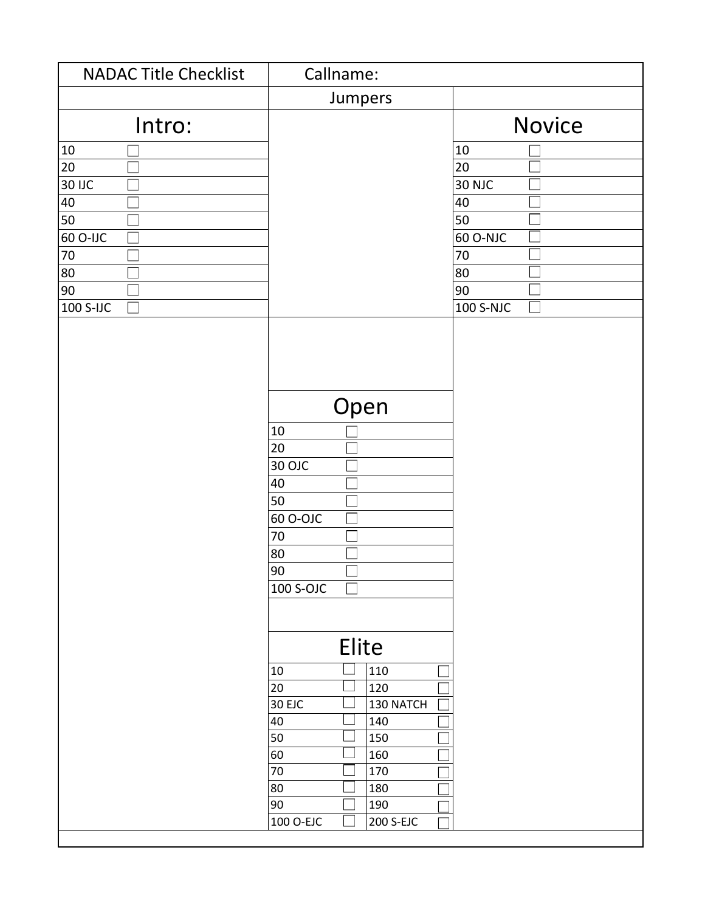| NADAC Title Checklist | Callname: | |
|---|---|---|
| | Jumpers | |

## Intro:

| Level | ☐ |
|---|---|
| 10 | ☐ |
| 20 | ☐ |
| 30 IJC | ☐ |
| 40 | ☐ |
| 50 | ☐ |
| 60 O-IJC | ☐ |
| 70 | ☐ |
| 80 | ☐ |
| 90 | ☐ |
| 100 S-IJC | ☐ |

## Novice

| Level | ☐ |
|---|---|
| 10 | ☐ |
| 20 | ☐ |
| 30 NJC | ☐ |
| 40 | ☐ |
| 50 | ☐ |
| 60 O-NJC | ☐ |
| 70 | ☐ |
| 80 | ☐ |
| 90 | ☐ |
| 100 S-NJC | ☐ |

## Open

| Level | ☐ |
|---|---|
| 10 | ☐ |
| 20 | ☐ |
| 30 OJC | ☐ |
| 40 | ☐ |
| 50 | ☐ |
| 60 O-OJC | ☐ |
| 70 | ☐ |
| 80 | ☐ |
| 90 | ☐ |
| 100 S-OJC | ☐ |

## Elite

| Level | ☐ | Level | ☐ |
|---|---|---|---|
| 10 | ☐ | 110 | ☐ |
| 20 | ☐ | 120 | ☐ |
| 30 EJC | ☐ | 130 NATCH | ☐ |
| 40 | ☐ | 140 | ☐ |
| 50 | ☐ | 150 | ☐ |
| 60 | ☐ | 160 | ☐ |
| 70 | ☐ | 170 | ☐ |
| 80 | ☐ | 180 | ☐ |
| 90 | ☐ | 190 | ☐ |
| 100 O-EJC | ☐ | 200 S-EJC | ☐ |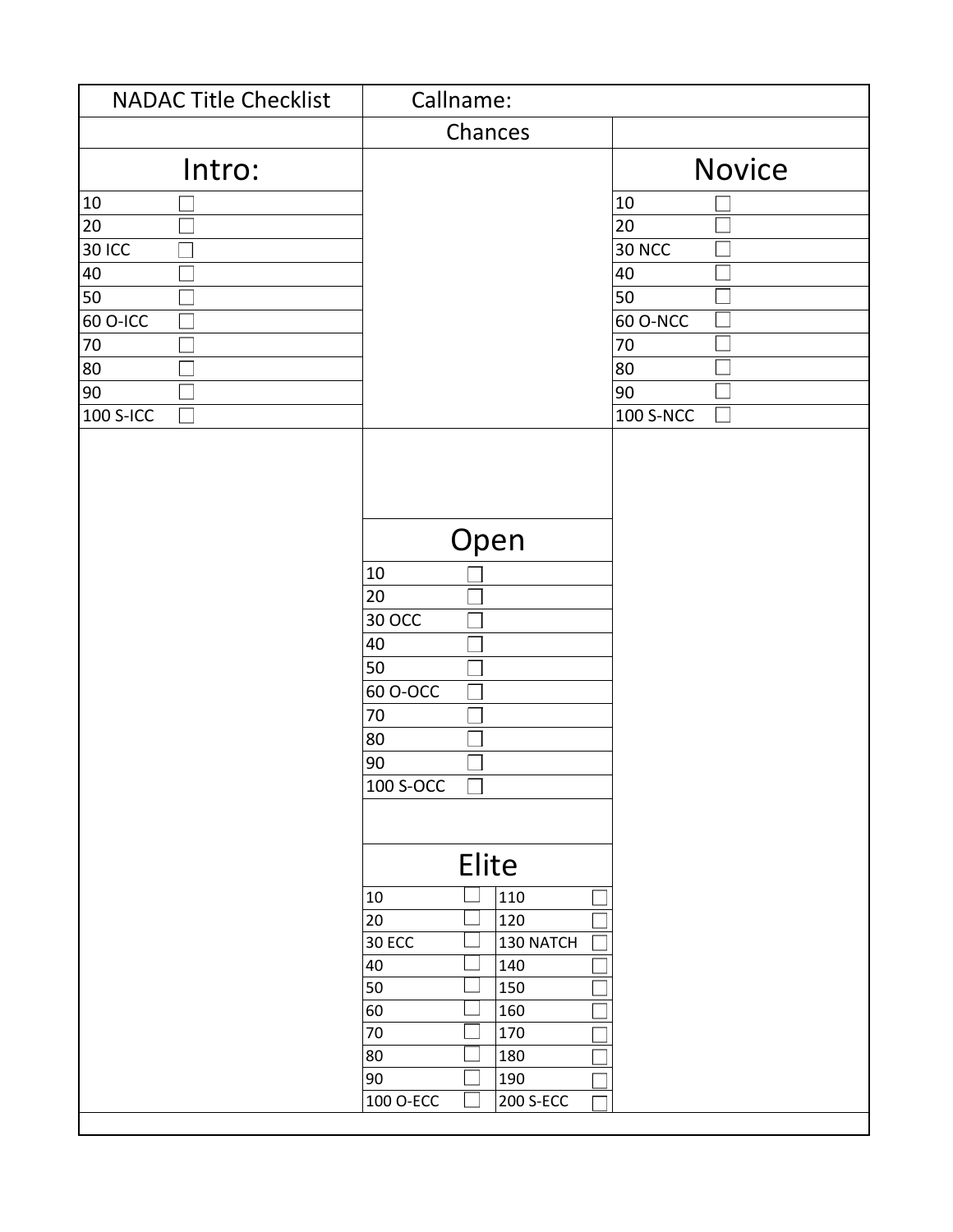| NADAC Title Checklist | Callname: | |
|---|---|---|
| | Chances | |

## Intro:

| Intro: | |
|---|---|
| 10 | ☐ |
| 20 | ☐ |
| 30 ICC | ☐ |
| 40 | ☐ |
| 50 | ☐ |
| 60 O-ICC | ☐ |
| 70 | ☐ |
| 80 | ☐ |
| 90 | ☐ |
| 100 S-ICC | ☐ |

## Novice

| Novice | |
|---|---|
| 10 | ☐ |
| 20 | ☐ |
| 30 NCC | ☐ |
| 40 | ☐ |
| 50 | ☐ |
| 60 O-NCC | ☐ |
| 70 | ☐ |
| 80 | ☐ |
| 90 | ☐ |
| 100 S-NCC | ☐ |

## Open

| Open | |
|---|---|
| 10 | ☐ |
| 20 | ☐ |
| 30 OCC | ☐ |
| 40 | ☐ |
| 50 | ☐ |
| 60 O-OCC | ☐ |
| 70 | ☐ |
| 80 | ☐ |
| 90 | ☐ |
| 100 S-OCC | ☐ |

## Elite

| Elite | | | |
|---|---|---|---|
| 10 | ☐ | 110 | ☐ |
| 20 | ☐ | 120 | ☐ |
| 30 ECC | ☐ | 130 NATCH | ☐ |
| 40 | ☐ | 140 | ☐ |
| 50 | ☐ | 150 | ☐ |
| 60 | ☐ | 160 | ☐ |
| 70 | ☐ | 170 | ☐ |
| 80 | ☐ | 180 | ☐ |
| 90 | ☐ | 190 | ☐ |
| 100 O-ECC | ☐ | 200 S-ECC | ☐ |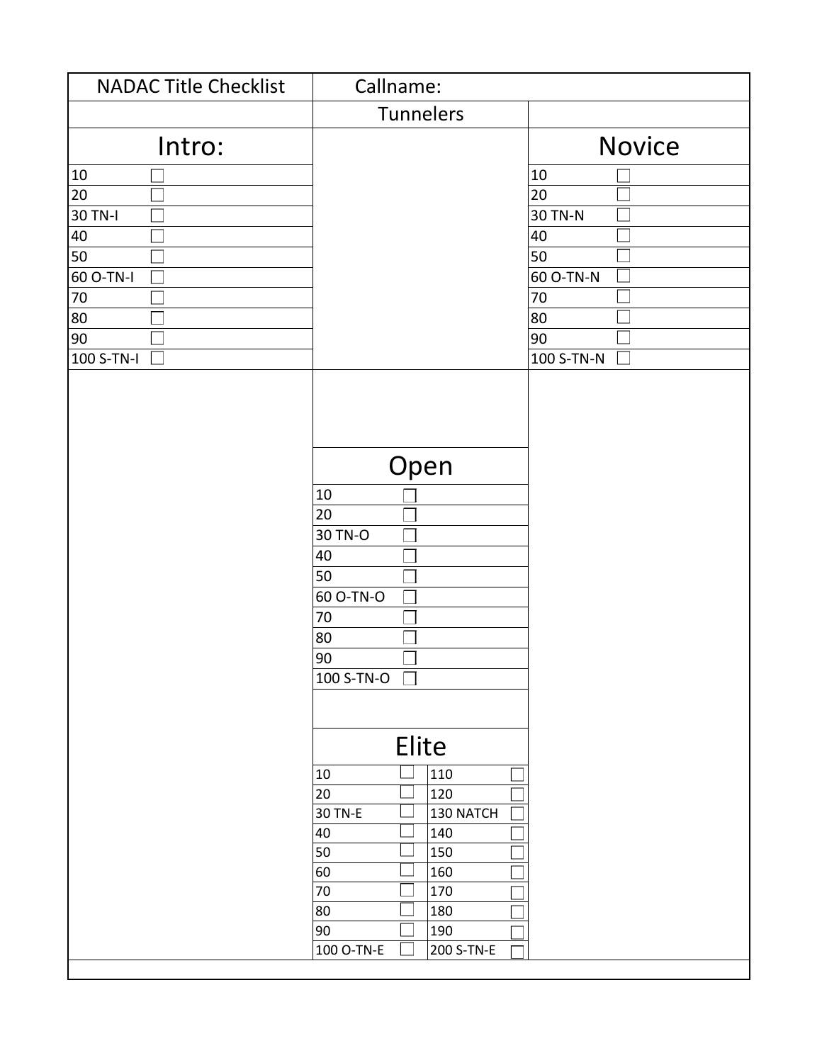| NADAC Title Checklist | Callname: | |
|---|---|---|
| | Tunnelers | |

## Intro:

| Level | ☐ |
|---|---|
| 10 | ☐ |
| 20 | ☐ |
| 30 TN-I | ☐ |
| 40 | ☐ |
| 50 | ☐ |
| 60 O-TN-I | ☐ |
| 70 | ☐ |
| 80 | ☐ |
| 90 | ☐ |
| 100 S-TN-I | ☐ |

## Novice

| Level | ☐ |
|---|---|
| 10 | ☐ |
| 20 | ☐ |
| 30 TN-N | ☐ |
| 40 | ☐ |
| 50 | ☐ |
| 60 O-TN-N | ☐ |
| 70 | ☐ |
| 80 | ☐ |
| 90 | ☐ |
| 100 S-TN-N | ☐ |

## Open

| Level | ☐ |
|---|---|
| 10 | ☐ |
| 20 | ☐ |
| 30 TN-O | ☐ |
| 40 | ☐ |
| 50 | ☐ |
| 60 O-TN-O | ☐ |
| 70 | ☐ |
| 80 | ☐ |
| 90 | ☐ |
| 100 S-TN-O | ☐ |

## Elite

| Level | ☐ | Level | ☐ |
|---|---|---|---|
| 10 | ☐ | 110 | ☐ |
| 20 | ☐ | 120 | ☐ |
| 30 TN-E | ☐ | 130 NATCH | ☐ |
| 40 | ☐ | 140 | ☐ |
| 50 | ☐ | 150 | ☐ |
| 60 | ☐ | 160 | ☐ |
| 70 | ☐ | 170 | ☐ |
| 80 | ☐ | 180 | ☐ |
| 90 | ☐ | 190 | ☐ |
| 100 O-TN-E | ☐ | 200 S-TN-E | ☐ |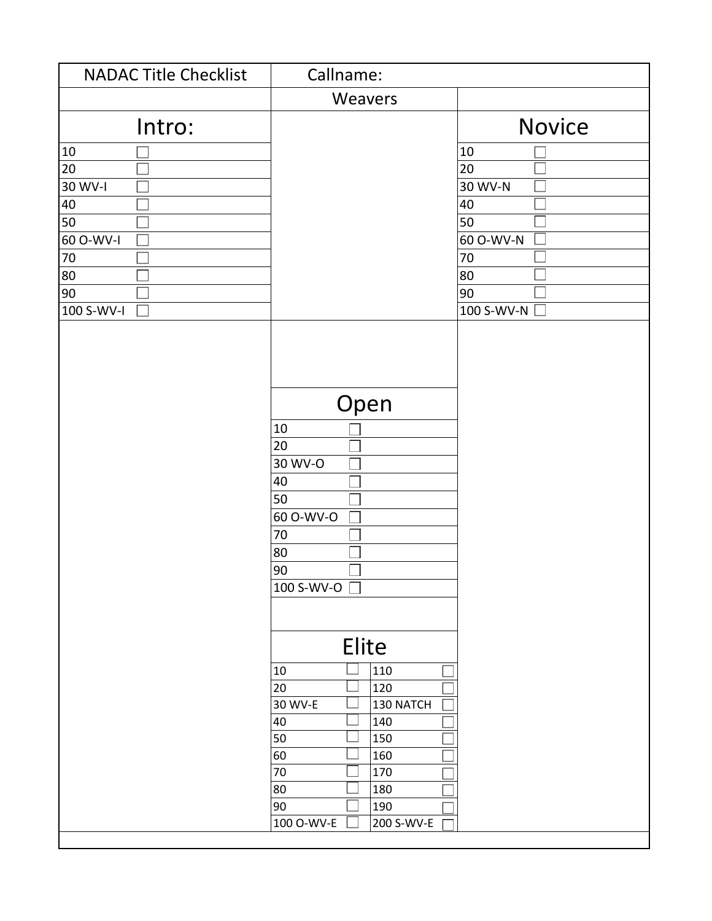| NADAC Title Checklist | Callname: | |
|---|---|---|
| | Weavers | |

## Intro:

| | |
|---|---|
| 10 | ☐ |
| 20 | ☐ |
| 30 WV-I | ☐ |
| 40 | ☐ |
| 50 | ☐ |
| 60 O-WV-I | ☐ |
| 70 | ☐ |
| 80 | ☐ |
| 90 | ☐ |
| 100 S-WV-I | ☐ |

## Novice

| | |
|---|---|
| 10 | ☐ |
| 20 | ☐ |
| 30 WV-N | ☐ |
| 40 | ☐ |
| 50 | ☐ |
| 60 O-WV-N | ☐ |
| 70 | ☐ |
| 80 | ☐ |
| 90 | ☐ |
| 100 S-WV-N | ☐ |

## Open

| | |
|---|---|
| 10 | ☐ |
| 20 | ☐ |
| 30 WV-O | ☐ |
| 40 | ☐ |
| 50 | ☐ |
| 60 O-WV-O | ☐ |
| 70 | ☐ |
| 80 | ☐ |
| 90 | ☐ |
| 100 S-WV-O | ☐ |

## Elite

| | | | |
|---|---|---|---|
| 10 | ☐ | 110 | ☐ |
| 20 | ☐ | 120 | ☐ |
| 30 WV-E | ☐ | 130 NATCH | ☐ |
| 40 | ☐ | 140 | ☐ |
| 50 | ☐ | 150 | ☐ |
| 60 | ☐ | 160 | ☐ |
| 70 | ☐ | 170 | ☐ |
| 80 | ☐ | 180 | ☐ |
| 90 | ☐ | 190 | ☐ |
| 100 O-WV-E | ☐ | 200 S-WV-E | ☐ |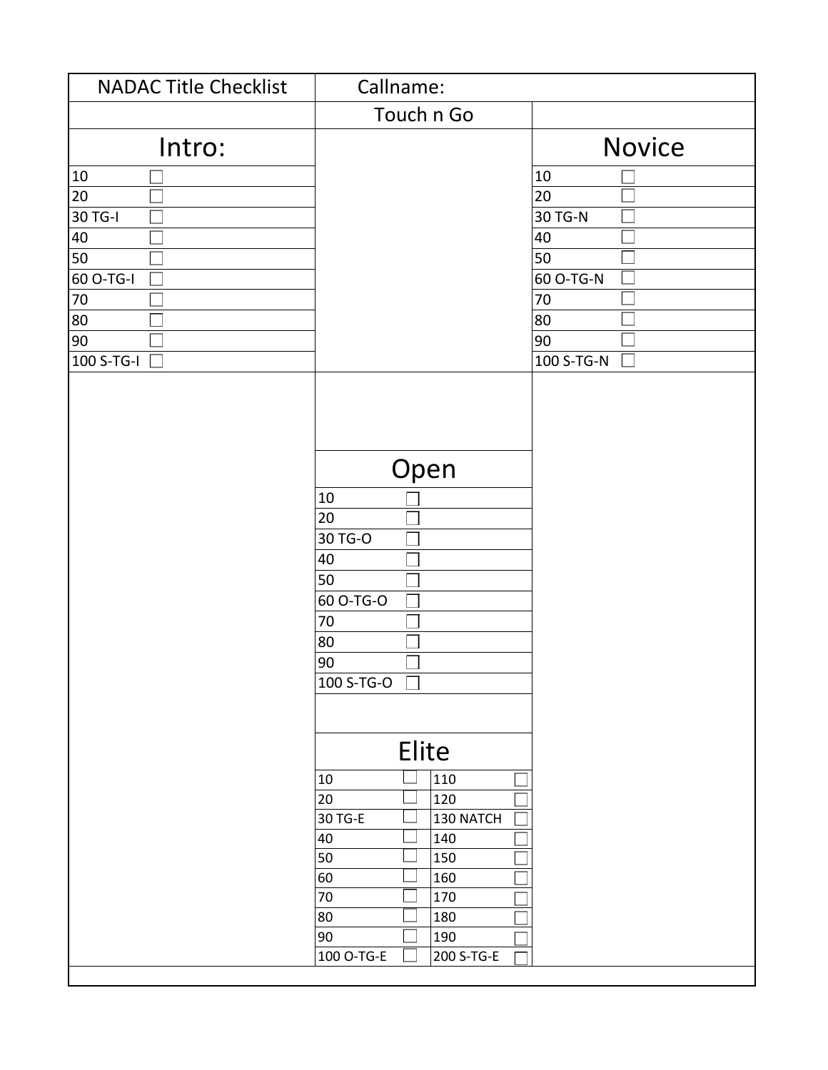| NADAC Title Checklist | Callname: |
|---|---|

## Touch n Go

### Intro:

| | |
|---|---|
| 10 | ☐ |
| 20 | ☐ |
| 30 TG-I | ☐ |
| 40 | ☐ |
| 50 | ☐ |
| 60 O-TG-I | ☐ |
| 70 | ☐ |
| 80 | ☐ |
| 90 | ☐ |
| 100 S-TG-I | ☐ |

### Novice

| | |
|---|---|
| 10 | ☐ |
| 20 | ☐ |
| 30 TG-N | ☐ |
| 40 | ☐ |
| 50 | ☐ |
| 60 O-TG-N | ☐ |
| 70 | ☐ |
| 80 | ☐ |
| 90 | ☐ |
| 100 S-TG-N | ☐ |

### Open

| | |
|---|---|
| 10 | ☐ |
| 20 | ☐ |
| 30 TG-O | ☐ |
| 40 | ☐ |
| 50 | ☐ |
| 60 O-TG-O | ☐ |
| 70 | ☐ |
| 80 | ☐ |
| 90 | ☐ |
| 100 S-TG-O | ☐ |

### Elite

| | | | |
|---|---|---|---|
| 10 | ☐ | 110 | ☐ |
| 20 | ☐ | 120 | ☐ |
| 30 TG-E | ☐ | 130 NATCH | ☐ |
| 40 | ☐ | 140 | ☐ |
| 50 | ☐ | 150 | ☐ |
| 60 | ☐ | 160 | ☐ |
| 70 | ☐ | 170 | ☐ |
| 80 | ☐ | 180 | ☐ |
| 90 | ☐ | 190 | ☐ |
| 100 O-TG-E | ☐ | 200 S-TG-E | ☐ |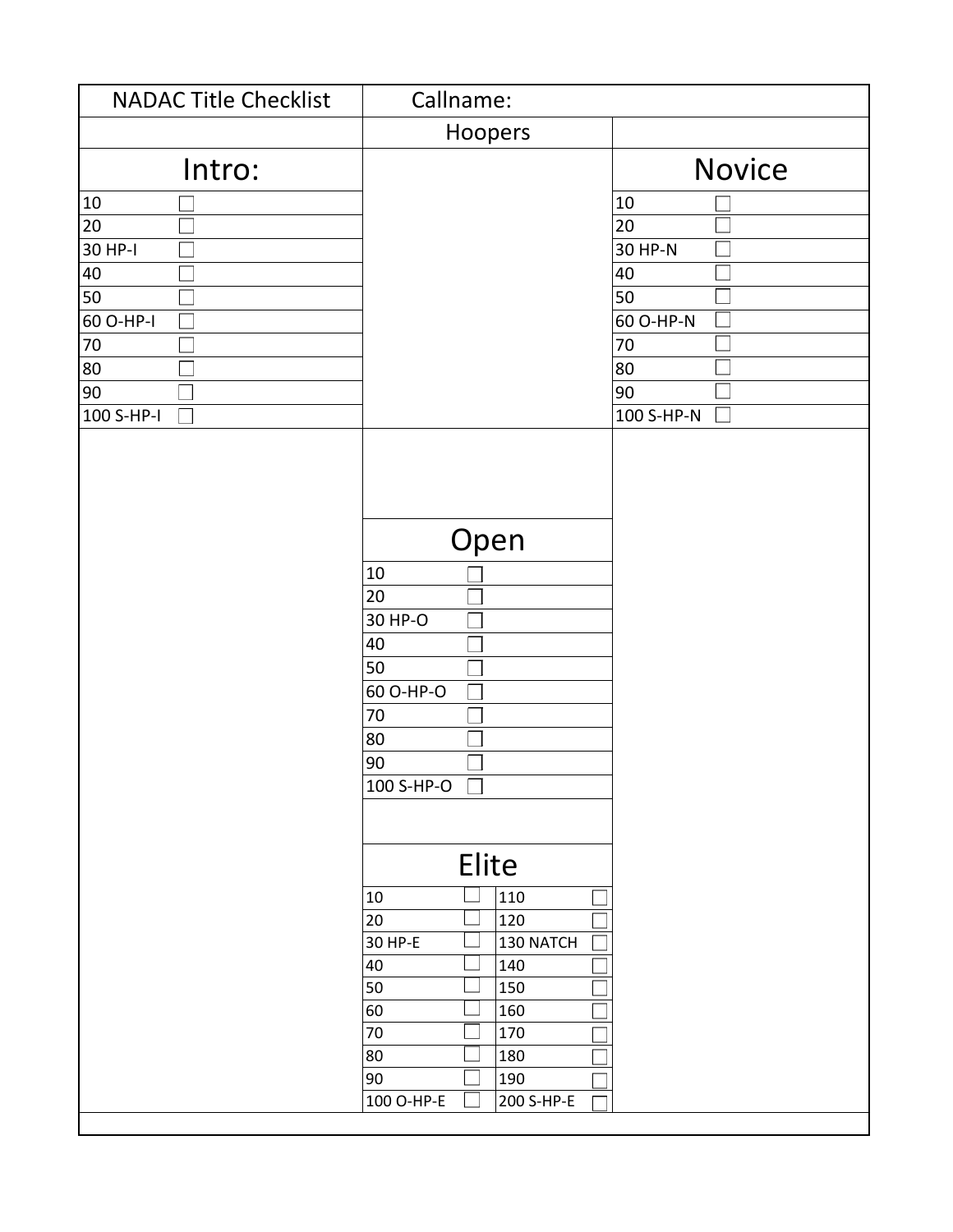| NADAC Title Checklist | Callname: |
|---|---|

## Hoopers

### Intro:

| | |
|---|---|
| 10 | ☐ |
| 20 | ☐ |
| 30 HP-I | ☐ |
| 40 | ☐ |
| 50 | ☐ |
| 60 O-HP-I | ☐ |
| 70 | ☐ |
| 80 | ☐ |
| 90 | ☐ |
| 100 S-HP-I | ☐ |

### Novice

| | |
|---|---|
| 10 | ☐ |
| 20 | ☐ |
| 30 HP-N | ☐ |
| 40 | ☐ |
| 50 | ☐ |
| 60 O-HP-N | ☐ |
| 70 | ☐ |
| 80 | ☐ |
| 90 | ☐ |
| 100 S-HP-N | ☐ |

### Open

| | |
|---|---|
| 10 | ☐ |
| 20 | ☐ |
| 30 HP-O | ☐ |
| 40 | ☐ |
| 50 | ☐ |
| 60 O-HP-O | ☐ |
| 70 | ☐ |
| 80 | ☐ |
| 90 | ☐ |
| 100 S-HP-O | ☐ |

### Elite

| | | | |
|---|---|---|---|
| 10 | ☐ | 110 | ☐ |
| 20 | ☐ | 120 | ☐ |
| 30 HP-E | ☐ | 130 NATCH | ☐ |
| 40 | ☐ | 140 | ☐ |
| 50 | ☐ | 150 | ☐ |
| 60 | ☐ | 160 | ☐ |
| 70 | ☐ | 170 | ☐ |
| 80 | ☐ | 180 | ☐ |
| 90 | ☐ | 190 | ☐ |
| 100 O-HP-E | ☐ | 200 S-HP-E | ☐ |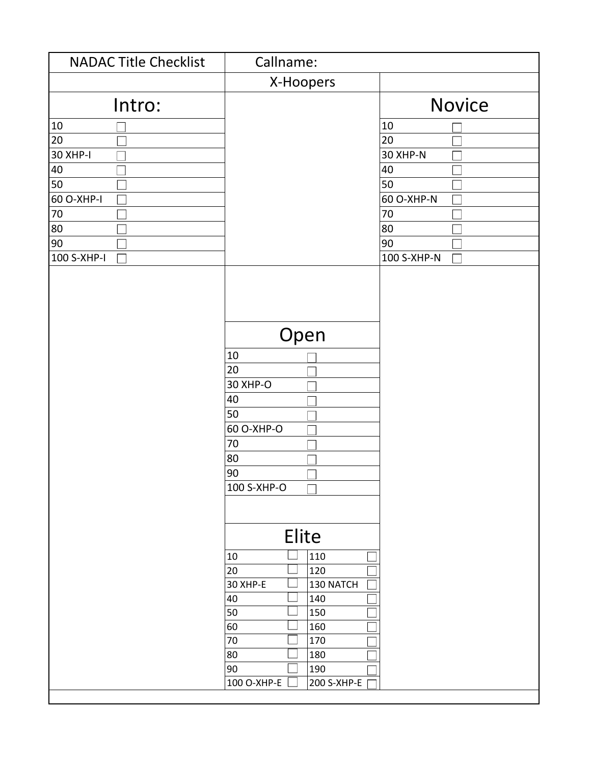| NADAC Title Checklist | Callname: |
|---|---|

**X-Hoopers**

## Intro:

| Intro | |
|---|---|
| 10 | ☐ |
| 20 | ☐ |
| 30 XHP-I | ☐ |
| 40 | ☐ |
| 50 | ☐ |
| 60 O-XHP-I | ☐ |
| 70 | ☐ |
| 80 | ☐ |
| 90 | ☐ |
| 100 S-XHP-I | ☐ |

## Novice

| Novice | |
|---|---|
| 10 | ☐ |
| 20 | ☐ |
| 30 XHP-N | ☐ |
| 40 | ☐ |
| 50 | ☐ |
| 60 O-XHP-N | ☐ |
| 70 | ☐ |
| 80 | ☐ |
| 90 | ☐ |
| 100 S-XHP-N | ☐ |

## Open

| Open | |
|---|---|
| 10 | ☐ |
| 20 | ☐ |
| 30 XHP-O | ☐ |
| 40 | ☐ |
| 50 | ☐ |
| 60 O-XHP-O | ☐ |
| 70 | ☐ |
| 80 | ☐ |
| 90 | ☐ |
| 100 S-XHP-O | ☐ |

## Elite

| Elite | | | |
|---|---|---|---|
| 10 | ☐ | 110 | ☐ |
| 20 | ☐ | 120 | ☐ |
| 30 XHP-E | ☐ | 130 NATCH | ☐ |
| 40 | ☐ | 140 | ☐ |
| 50 | ☐ | 150 | ☐ |
| 60 | ☐ | 160 | ☐ |
| 70 | ☐ | 170 | ☐ |
| 80 | ☐ | 180 | ☐ |
| 90 | ☐ | 190 | ☐ |
| 100 O-XHP-E | ☐ | 200 S-XHP-E | ☐ |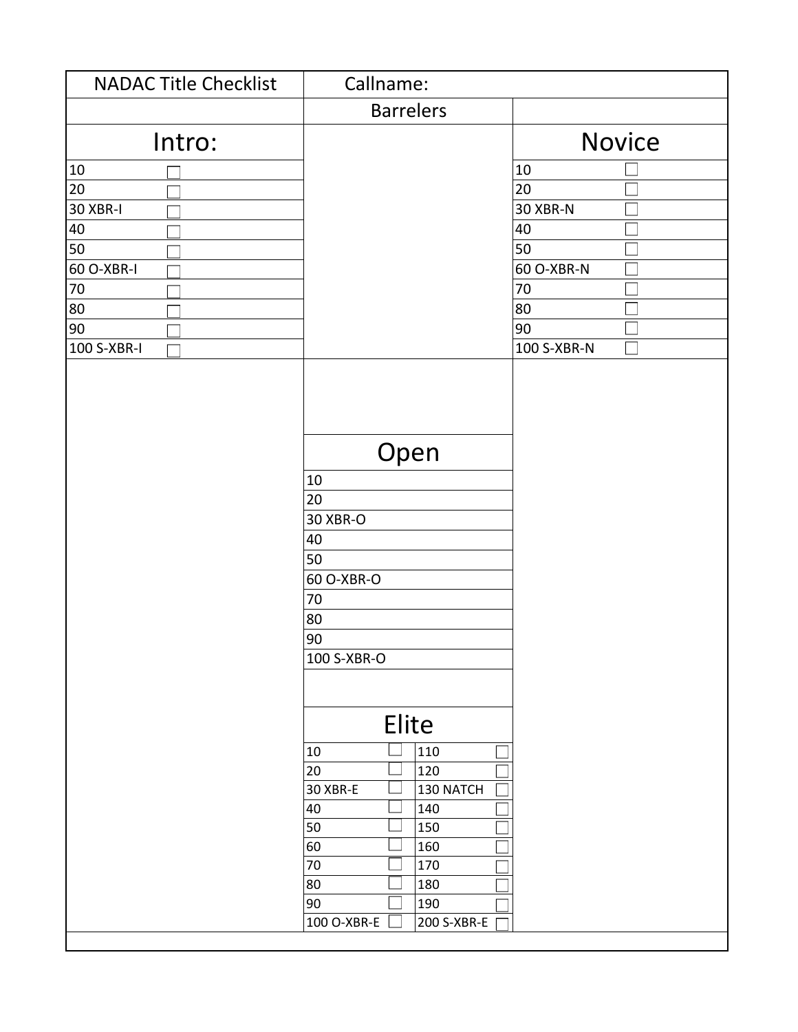| NADAC Title Checklist | Callname: | |
|---|---|---|
| | Barrelers | |

| Intro: | |
|---|---|
| 10 | ☐ |
| 20 | ☐ |
| 30 XBR-I | ☐ |
| 40 | ☐ |
| 50 | ☐ |
| 60 O-XBR-I | ☐ |
| 70 | ☐ |
| 80 | ☐ |
| 90 | ☐ |
| 100 S-XBR-I | ☐ |

| Novice | |
|---|---|
| 10 | ☐ |
| 20 | ☐ |
| 30 XBR-N | ☐ |
| 40 | ☐ |
| 50 | ☐ |
| 60 O-XBR-N | ☐ |
| 70 | ☐ |
| 80 | ☐ |
| 90 | ☐ |
| 100 S-XBR-N | ☐ |

| Open |
|---|
| 10 |
| 20 |
| 30 XBR-O |
| 40 |
| 50 |
| 60 O-XBR-O |
| 70 |
| 80 |
| 90 |
| 100 S-XBR-O |

| Elite | | | |
|---|---|---|---|
| 10 | ☐ | 110 | ☐ |
| 20 | ☐ | 120 | ☐ |
| 30 XBR-E | ☐ | 130 NATCH | ☐ |
| 40 | ☐ | 140 | ☐ |
| 50 | ☐ | 150 | ☐ |
| 60 | ☐ | 160 | ☐ |
| 70 | ☐ | 170 | ☐ |
| 80 | ☐ | 180 | ☐ |
| 90 | ☐ | 190 | ☐ |
| 100 O-XBR-E | ☐ | 200 S-XBR-E | ☐ |